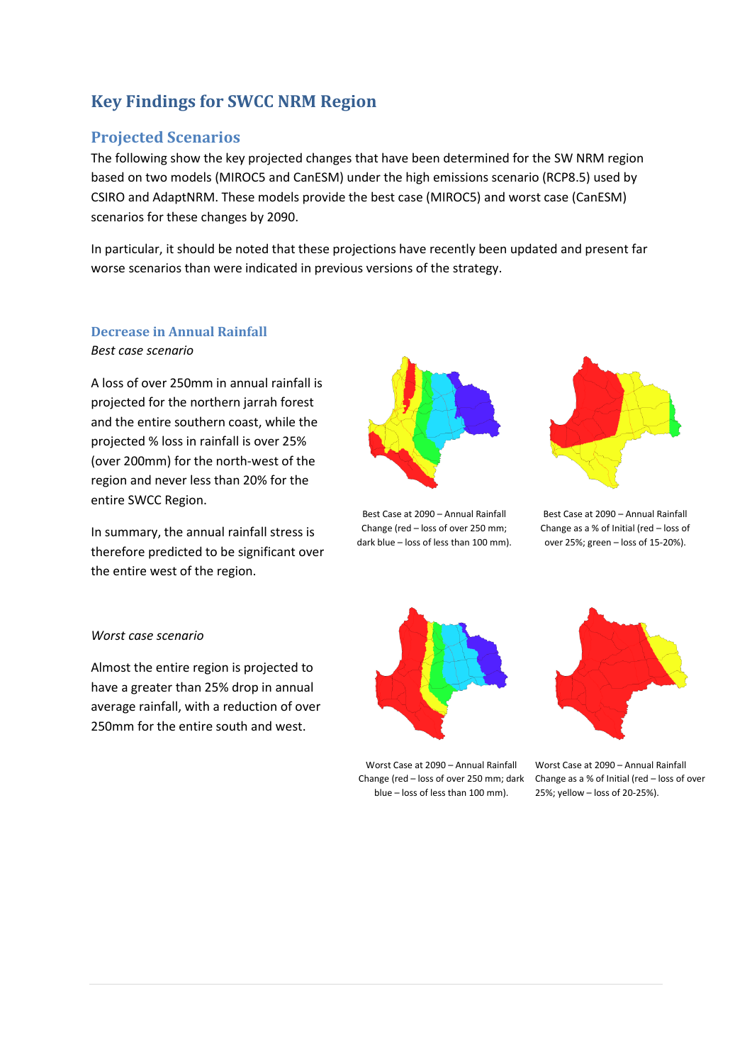# Key Findings for SWCC NRM Region

## Projected Scenarios

The following show the key projected changes that have been determined for the SW NRM region based on two models (MIROC5 and CanESM) under the high emissions scenario (RCP8.5) used by CSIRO and AdaptNRM. These models provide the best case (MIROC5) and worst case (CanESM) scenarios for these changes by 2090.

In particular, it should be noted that these projections have recently been updated and present far worse scenarios than were indicated in previous versions of the strategy.

### Decrease in Annual Rainfall

*Best case scenario*

A loss of over 250mm in annual rainfall is projected for the northern jarrah forest and the entire southern coast, while the projected % loss in rainfall is over 25% (over 200mm) for the north-west of the region and never less than 20% for the entire SWCC Region.

In summary, the annual rainfall stress is therefore predicted to be significant over the entire west of the region.

Best Case at 2090 – Annual Rainfall Change (red – loss of over 250 mm; dark blue – loss of less than 100 mm).

Best Case at 2090 – Annual Rainfall Change as a % of Initial (red – loss of over 25%; green – loss of 15-20%).

*Worst case scenario*

Almost the entire region is projected to have a greater than 25% drop in annual average rainfall, with a reduction of over 250mm for the entire south and west.

Worst Case at 2090 – Annual Rainfall Change (red – loss of over 250 mm; dark blue – loss of less than 100 mm).

Worst Case at 2090 – Annual Rainfall Change as a % of Initial (red – loss of over 25%; yellow – loss of 20-25%).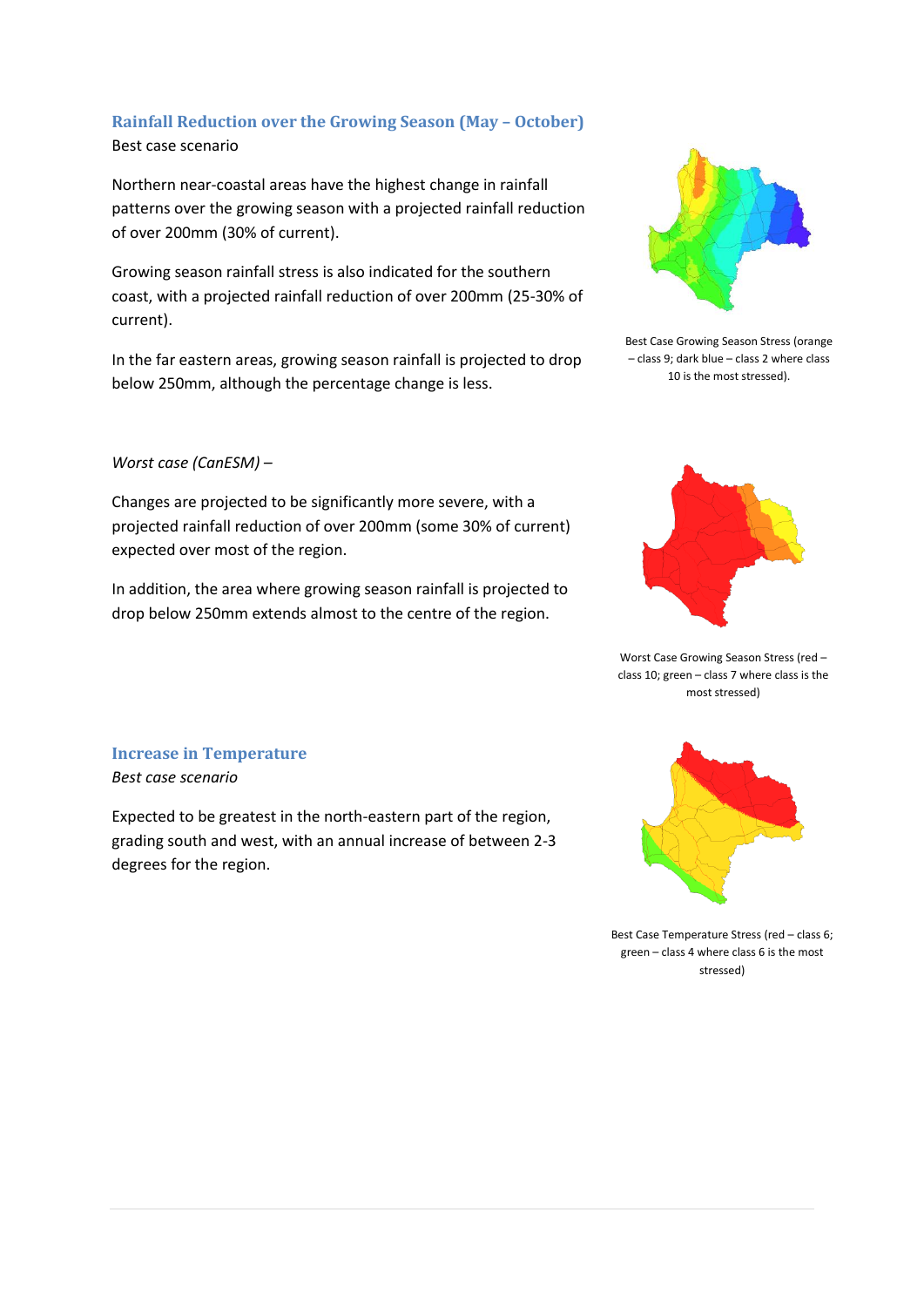## Rainfall Reduction over the Growing Season (May – October)

Best case scenario

Northern near-coastal areas have the highest change in rainfall patterns over the growing season with a projected rainfall reduction of over 200mm (30% of current).

Growing season rainfall stress is also indicated for the southern coast, with a projected rainfall reduction of over 200mm (25-30% of current).

In the far eastern areas, growing season rainfall is projected to drop below 250mm, although the percentage change is less.

Best Case Growing Season Stress (orange – class 9; dark blue – class 2 where class 10 is the most stressed).

*Worst case (CanESM) –*

Changes are projected to be significantly more severe, with a projected rainfall reduction of over 200mm (some 30% of current) expected over most of the region.

In addition, the area where growing season rainfall is projected to drop below 250mm extends almost to the centre of the region.

Worst Case Growing Season Stress (red – class 10; green – class 7 where class is the most stressed)

## Increase in Temperature

*Best case scenario*

Expected to be greatest in the north-eastern part of the region, grading south and west, with an annual increase of between 2-3 degrees for the region.

Best Case Temperature Stress (red – class 6; green – class 4 where class 6 is the most stressed)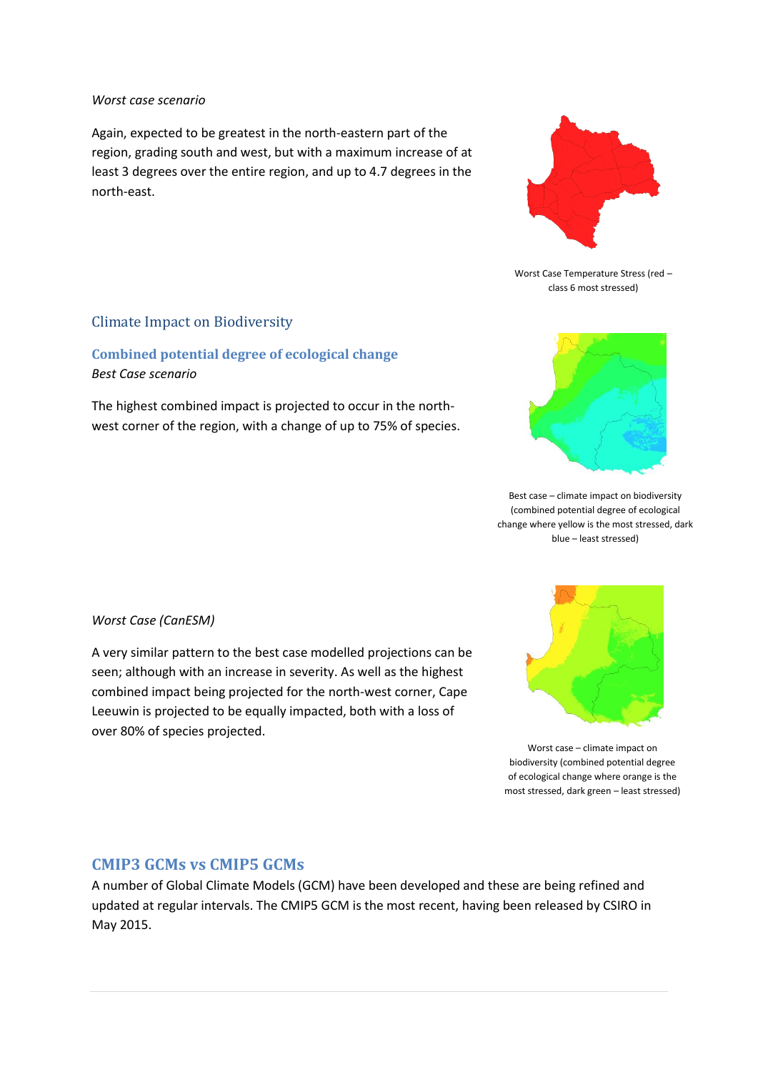*Worst case scenario*

Again, expected to be greatest in the north-eastern part of the region, grading south and west, but with a maximum increase of at least 3 degrees over the entire region, and up to 4.7 degrees in the north-east.

Worst Case Temperature Stress (red – class 6 most stressed)

## Climate Impact on Biodiversity

### Combined potential degree of ecological change

*Best Case scenario*

The highest combined impact is projected to occur in the north-west corner of the region, with a change of up to 75% of species.

Best case – climate impact on biodiversity (combined potential degree of ecological change where yellow is the most stressed, dark blue – least stressed)

*Worst Case (CanESM)*

A very similar pattern to the best case modelled projections can be seen; although with an increase in severity. As well as the highest combined impact being projected for the north-west corner, Cape Leeuwin is projected to be equally impacted, both with a loss of over 80% of species projected.

Worst case – climate impact on biodiversity (combined potential degree of ecological change where orange is the most stressed, dark green – least stressed)

## CMIP3 GCMs vs CMIP5 GCMs

A number of Global Climate Models (GCM) have been developed and these are being refined and updated at regular intervals. The CMIP5 GCM is the most recent, having been released by CSIRO in May 2015.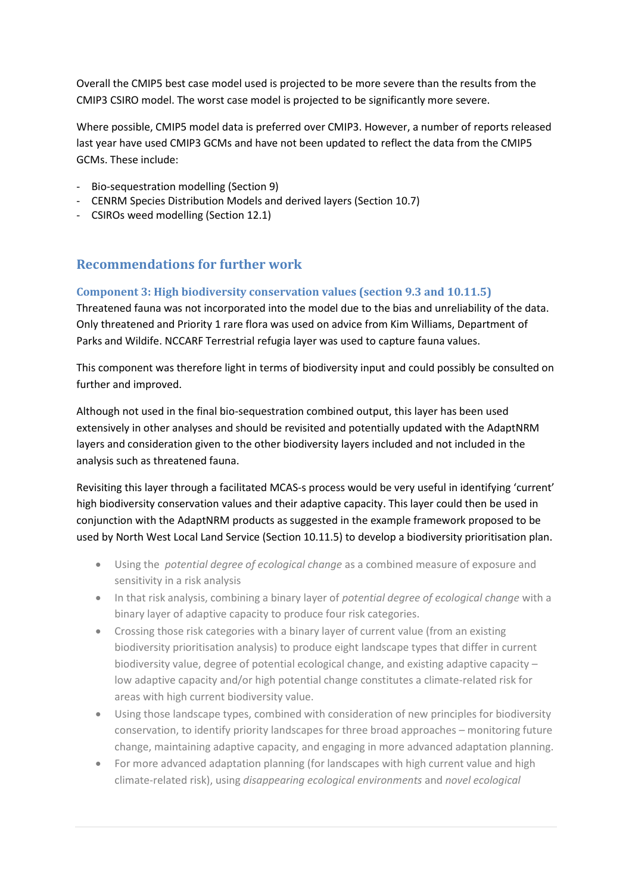Overall the CMIP5 best case model used is projected to be more severe than the results from the CMIP3 CSIRO model. The worst case model is projected to be significantly more severe.

Where possible, CMIP5 model data is preferred over CMIP3. However, a number of reports released last year have used CMIP3 GCMs and have not been updated to reflect the data from the CMIP5 GCMs. These include:

- Bio-sequestration modelling (Section 9)
- CENRM Species Distribution Models and derived layers (Section 10.7)
- CSIROs weed modelling (Section 12.1)

## Recommendations for further work

### Component 3: High biodiversity conservation values (section 9.3 and 10.11.5)

Threatened fauna was not incorporated into the model due to the bias and unreliability of the data. Only threatened and Priority 1 rare flora was used on advice from Kim Williams, Department of Parks and Wildife. NCCARF Terrestrial refugia layer was used to capture fauna values.

This component was therefore light in terms of biodiversity input and could possibly be consulted on further and improved.

Although not used in the final bio-sequestration combined output, this layer has been used extensively in other analyses and should be revisited and potentially updated with the AdaptNRM layers and consideration given to the other biodiversity layers included and not included in the analysis such as threatened fauna.

Revisiting this layer through a facilitated MCAS-s process would be very useful in identifying 'current' high biodiversity conservation values and their adaptive capacity. This layer could then be used in conjunction with the AdaptNRM products as suggested in the example framework proposed to be used by North West Local Land Service (Section 10.11.5) to develop a biodiversity prioritisation plan.

- Using the *potential degree of ecological change* as a combined measure of exposure and sensitivity in a risk analysis
- In that risk analysis, combining a binary layer of *potential degree of ecological change* with a binary layer of adaptive capacity to produce four risk categories.
- Crossing those risk categories with a binary layer of current value (from an existing biodiversity prioritisation analysis) to produce eight landscape types that differ in current biodiversity value, degree of potential ecological change, and existing adaptive capacity – low adaptive capacity and/or high potential change constitutes a climate-related risk for areas with high current biodiversity value.
- Using those landscape types, combined with consideration of new principles for biodiversity conservation, to identify priority landscapes for three broad approaches – monitoring future change, maintaining adaptive capacity, and engaging in more advanced adaptation planning.
- For more advanced adaptation planning (for landscapes with high current value and high climate-related risk), using *disappearing ecological environments* and *novel ecological*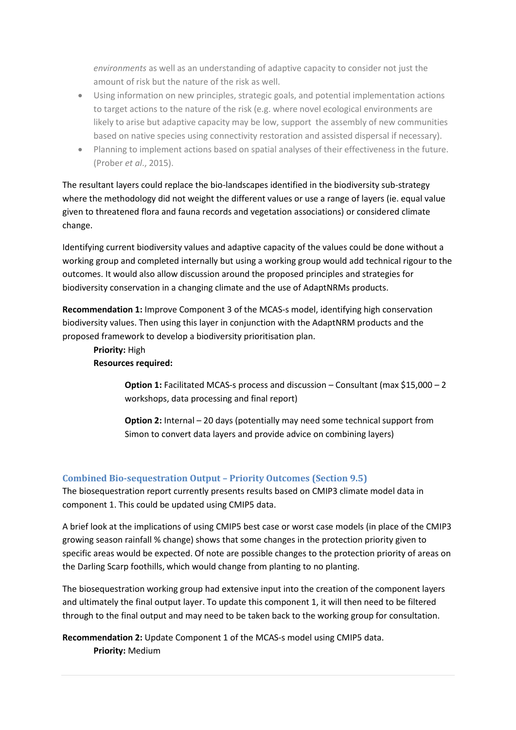*environments* as well as an understanding of adaptive capacity to consider not just the amount of risk but the nature of the risk as well.

- Using information on new principles, strategic goals, and potential implementation actions to target actions to the nature of the risk (e.g. where novel ecological environments are likely to arise but adaptive capacity may be low, support the assembly of new communities based on native species using connectivity restoration and assisted dispersal if necessary).
- Planning to implement actions based on spatial analyses of their effectiveness in the future. (Prober *et al*., 2015).

The resultant layers could replace the bio-landscapes identified in the biodiversity sub-strategy where the methodology did not weight the different values or use a range of layers (ie. equal value given to threatened flora and fauna records and vegetation associations) or considered climate change.

Identifying current biodiversity values and adaptive capacity of the values could be done without a working group and completed internally but using a working group would add technical rigour to the outcomes. It would also allow discussion around the proposed principles and strategies for biodiversity conservation in a changing climate and the use of AdaptNRMs products.

**Recommendation 1:** Improve Component 3 of the MCAS-s model, identifying high conservation biodiversity values. Then using this layer in conjunction with the AdaptNRM products and the proposed framework to develop a biodiversity prioritisation plan.

**Priority:** High

**Resources required:**

**Option 1:** Facilitated MCAS-s process and discussion – Consultant (max $15,000 – 2 workshops, data processing and final report)

**Option 2:** Internal – 20 days (potentially may need some technical support from Simon to convert data layers and provide advice on combining layers)

### Combined Bio-sequestration Output – Priority Outcomes (Section 9.5)

The biosequestration report currently presents results based on CMIP3 climate model data in component 1. This could be updated using CMIP5 data.

A brief look at the implications of using CMIP5 best case or worst case models (in place of the CMIP3 growing season rainfall % change) shows that some changes in the protection priority given to specific areas would be expected. Of note are possible changes to the protection priority of areas on the Darling Scarp foothills, which would change from planting to no planting.

The biosequestration working group had extensive input into the creation of the component layers and ultimately the final output layer. To update this component 1, it will then need to be filtered through to the final output and may need to be taken back to the working group for consultation.

**Recommendation 2:** Update Component 1 of the MCAS-s model using CMIP5 data.

**Priority:** Medium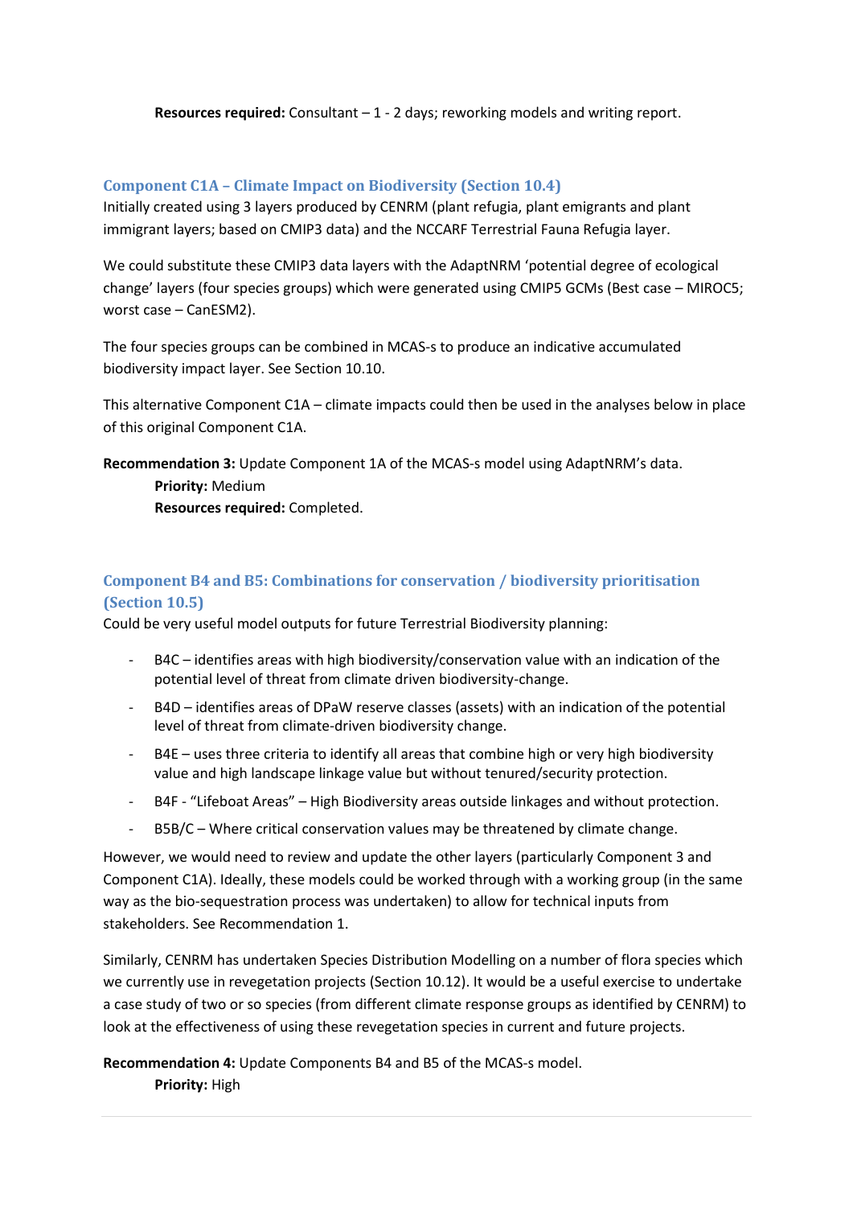**Resources required:** Consultant – 1 - 2 days; reworking models and writing report.

## Component C1A – Climate Impact on Biodiversity (Section 10.4)

Initially created using 3 layers produced by CENRM (plant refugia, plant emigrants and plant immigrant layers; based on CMIP3 data) and the NCCARF Terrestrial Fauna Refugia layer.

We could substitute these CMIP3 data layers with the AdaptNRM 'potential degree of ecological change' layers (four species groups) which were generated using CMIP5 GCMs (Best case – MIROC5; worst case – CanESM2).

The four species groups can be combined in MCAS-s to produce an indicative accumulated biodiversity impact layer. See Section 10.10.

This alternative Component C1A – climate impacts could then be used in the analyses below in place of this original Component C1A.

**Recommendation 3:** Update Component 1A of the MCAS-s model using AdaptNRM's data.

**Priority:** Medium

**Resources required:** Completed.

## Component B4 and B5: Combinations for conservation / biodiversity prioritisation (Section 10.5)

Could be very useful model outputs for future Terrestrial Biodiversity planning:

- B4C – identifies areas with high biodiversity/conservation value with an indication of the potential level of threat from climate driven biodiversity-change.
- B4D – identifies areas of DPaW reserve classes (assets) with an indication of the potential level of threat from climate-driven biodiversity change.
- B4E – uses three criteria to identify all areas that combine high or very high biodiversity value and high landscape linkage value but without tenured/security protection.
- B4F - "Lifeboat Areas" – High Biodiversity areas outside linkages and without protection.
- B5B/C – Where critical conservation values may be threatened by climate change.

However, we would need to review and update the other layers (particularly Component 3 and Component C1A). Ideally, these models could be worked through with a working group (in the same way as the bio-sequestration process was undertaken) to allow for technical inputs from stakeholders. See Recommendation 1.

Similarly, CENRM has undertaken Species Distribution Modelling on a number of flora species which we currently use in revegetation projects (Section 10.12). It would be a useful exercise to undertake a case study of two or so species (from different climate response groups as identified by CENRM) to look at the effectiveness of using these revegetation species in current and future projects.

**Recommendation 4:** Update Components B4 and B5 of the MCAS-s model.

**Priority:** High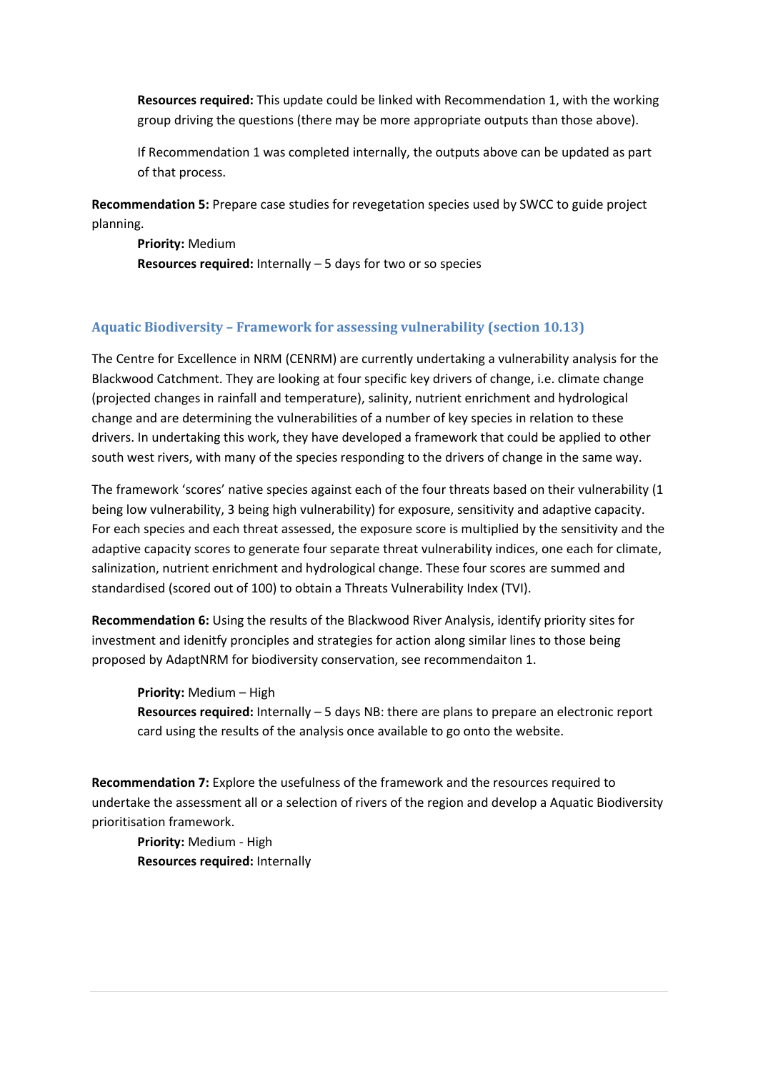**Resources required:** This update could be linked with Recommendation 1, with the working group driving the questions (there may be more appropriate outputs than those above).

If Recommendation 1 was completed internally, the outputs above can be updated as part of that process.

**Recommendation 5:** Prepare case studies for revegetation species used by SWCC to guide project planning.

**Priority:** Medium
**Resources required:** Internally – 5 days for two or so species

### Aquatic Biodiversity – Framework for assessing vulnerability (section 10.13)

The Centre for Excellence in NRM (CENRM) are currently undertaking a vulnerability analysis for the Blackwood Catchment. They are looking at four specific key drivers of change, i.e. climate change (projected changes in rainfall and temperature), salinity, nutrient enrichment and hydrological change and are determining the vulnerabilities of a number of key species in relation to these drivers. In undertaking this work, they have developed a framework that could be applied to other south west rivers, with many of the species responding to the drivers of change in the same way.

The framework 'scores' native species against each of the four threats based on their vulnerability (1 being low vulnerability, 3 being high vulnerability) for exposure, sensitivity and adaptive capacity. For each species and each threat assessed, the exposure score is multiplied by the sensitivity and the adaptive capacity scores to generate four separate threat vulnerability indices, one each for climate, salinization, nutrient enrichment and hydrological change. These four scores are summed and standardised (scored out of 100) to obtain a Threats Vulnerability Index (TVI).

**Recommendation 6:** Using the results of the Blackwood River Analysis, identify priority sites for investment and idenitfy principles and strategies for action along similar lines to those being proposed by AdaptNRM for biodiversity conservation, see recommendaiton 1.

**Priority:** Medium – High
**Resources required:** Internally – 5 days NB: there are plans to prepare an electronic report card using the results of the analysis once available to go onto the website.

**Recommendation 7:** Explore the usefulness of the framework and the resources required to undertake the assessment all or a selection of rivers of the region and develop a Aquatic Biodiversity prioritisation framework.

**Priority:** Medium - High
**Resources required:** Internally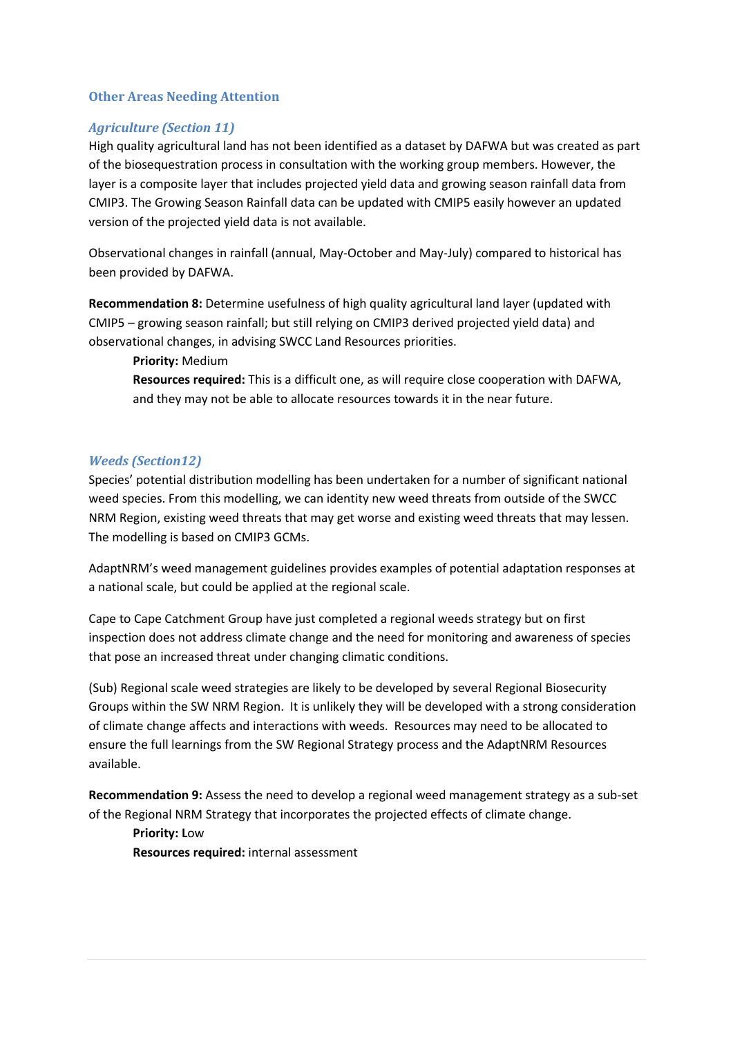## Other Areas Needing Attention

### *Agriculture (Section 11)*

High quality agricultural land has not been identified as a dataset by DAFWA but was created as part of the biosequestration process in consultation with the working group members. However, the layer is a composite layer that includes projected yield data and growing season rainfall data from CMIP3. The Growing Season Rainfall data can be updated with CMIP5 easily however an updated version of the projected yield data is not available.

Observational changes in rainfall (annual, May-October and May-July) compared to historical has been provided by DAFWA.

**Recommendation 8:** Determine usefulness of high quality agricultural land layer (updated with CMIP5 – growing season rainfall; but still relying on CMIP3 derived projected yield data) and observational changes, in advising SWCC Land Resources priorities.

> **Priority:** Medium
>
> **Resources required:** This is a difficult one, as will require close cooperation with DAFWA, and they may not be able to allocate resources towards it in the near future.

### *Weeds (Section12)*

Species' potential distribution modelling has been undertaken for a number of significant national weed species. From this modelling, we can identity new weed threats from outside of the SWCC NRM Region, existing weed threats that may get worse and existing weed threats that may lessen. The modelling is based on CMIP3 GCMs.

AdaptNRM's weed management guidelines provides examples of potential adaptation responses at a national scale, but could be applied at the regional scale.

Cape to Cape Catchment Group have just completed a regional weeds strategy but on first inspection does not address climate change and the need for monitoring and awareness of species that pose an increased threat under changing climatic conditions.

(Sub) Regional scale weed strategies are likely to be developed by several Regional Biosecurity Groups within the SW NRM Region. It is unlikely they will be developed with a strong consideration of climate change affects and interactions with weeds. Resources may need to be allocated to ensure the full learnings from the SW Regional Strategy process and the AdaptNRM Resources available.

**Recommendation 9:** Assess the need to develop a regional weed management strategy as a sub-set of the Regional NRM Strategy that incorporates the projected effects of climate change.

> **Priority:** Low
>
> **Resources required:** internal assessment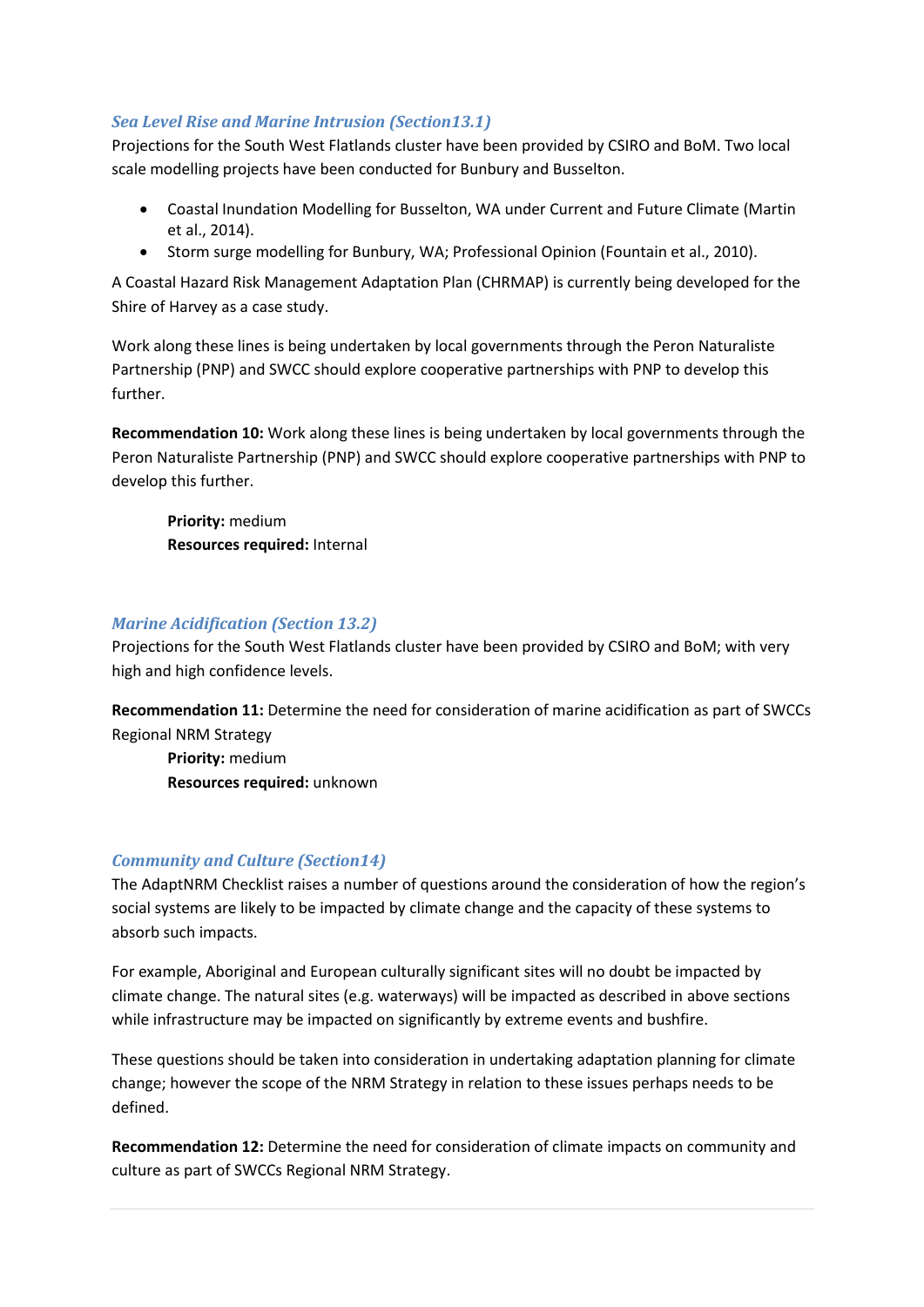### *Sea Level Rise and Marine Intrusion (Section13.1)*

Projections for the South West Flatlands cluster have been provided by CSIRO and BoM. Two local scale modelling projects have been conducted for Bunbury and Busselton.

- Coastal Inundation Modelling for Busselton, WA under Current and Future Climate (Martin et al., 2014).
- Storm surge modelling for Bunbury, WA; Professional Opinion (Fountain et al., 2010).

A Coastal Hazard Risk Management Adaptation Plan (CHRMAP) is currently being developed for the Shire of Harvey as a case study.

Work along these lines is being undertaken by local governments through the Peron Naturaliste Partnership (PNP) and SWCC should explore cooperative partnerships with PNP to develop this further.

**Recommendation 10:** Work along these lines is being undertaken by local governments through the Peron Naturaliste Partnership (PNP) and SWCC should explore cooperative partnerships with PNP to develop this further.

> **Priority:** medium
> **Resources required:** Internal

### *Marine Acidification (Section 13.2)*

Projections for the South West Flatlands cluster have been provided by CSIRO and BoM; with very high and high confidence levels.

**Recommendation 11:** Determine the need for consideration of marine acidification as part of SWCCs Regional NRM Strategy

> **Priority:** medium
> **Resources required:** unknown

### *Community and Culture (Section14)*

The AdaptNRM Checklist raises a number of questions around the consideration of how the region's social systems are likely to be impacted by climate change and the capacity of these systems to absorb such impacts.

For example, Aboriginal and European culturally significant sites will no doubt be impacted by climate change. The natural sites (e.g. waterways) will be impacted as described in above sections while infrastructure may be impacted on significantly by extreme events and bushfire.

These questions should be taken into consideration in undertaking adaptation planning for climate change; however the scope of the NRM Strategy in relation to these issues perhaps needs to be defined.

**Recommendation 12:** Determine the need for consideration of climate impacts on community and culture as part of SWCCs Regional NRM Strategy.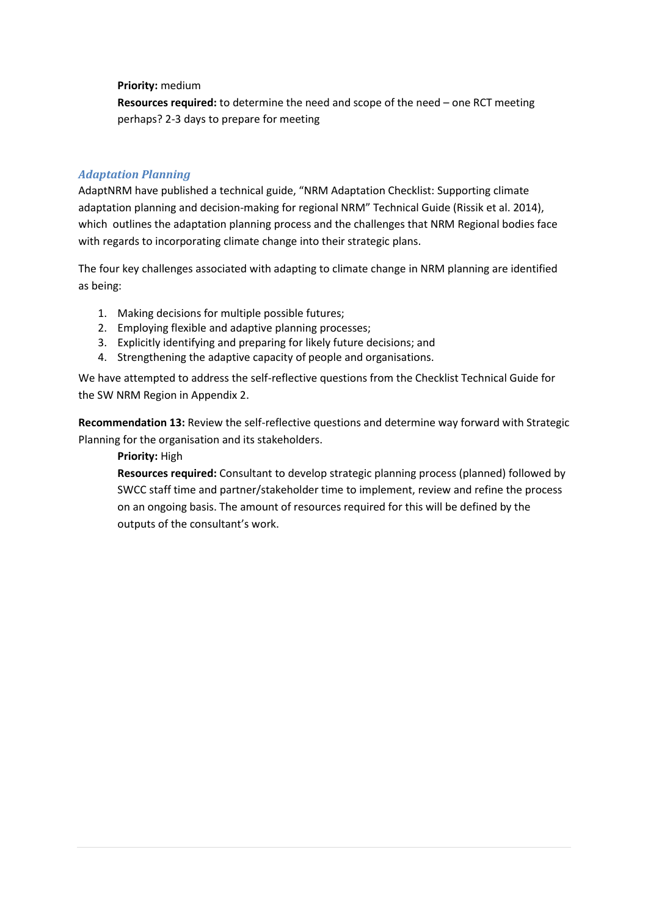**Priority:** medium

**Resources required:** to determine the need and scope of the need – one RCT meeting perhaps? 2-3 days to prepare for meeting

### *Adaptation Planning*

AdaptNRM have published a technical guide, "NRM Adaptation Checklist: Supporting climate adaptation planning and decision-making for regional NRM" Technical Guide (Rissik et al. 2014), which outlines the adaptation planning process and the challenges that NRM Regional bodies face with regards to incorporating climate change into their strategic plans.

The four key challenges associated with adapting to climate change in NRM planning are identified as being:

1. Making decisions for multiple possible futures;
2. Employing flexible and adaptive planning processes;
3. Explicitly identifying and preparing for likely future decisions; and
4. Strengthening the adaptive capacity of people and organisations.

We have attempted to address the self-reflective questions from the Checklist Technical Guide for the SW NRM Region in Appendix 2.

**Recommendation 13:** Review the self-reflective questions and determine way forward with Strategic Planning for the organisation and its stakeholders.

**Priority:** High

**Resources required:** Consultant to develop strategic planning process (planned) followed by SWCC staff time and partner/stakeholder time to implement, review and refine the process on an ongoing basis. The amount of resources required for this will be defined by the outputs of the consultant's work.